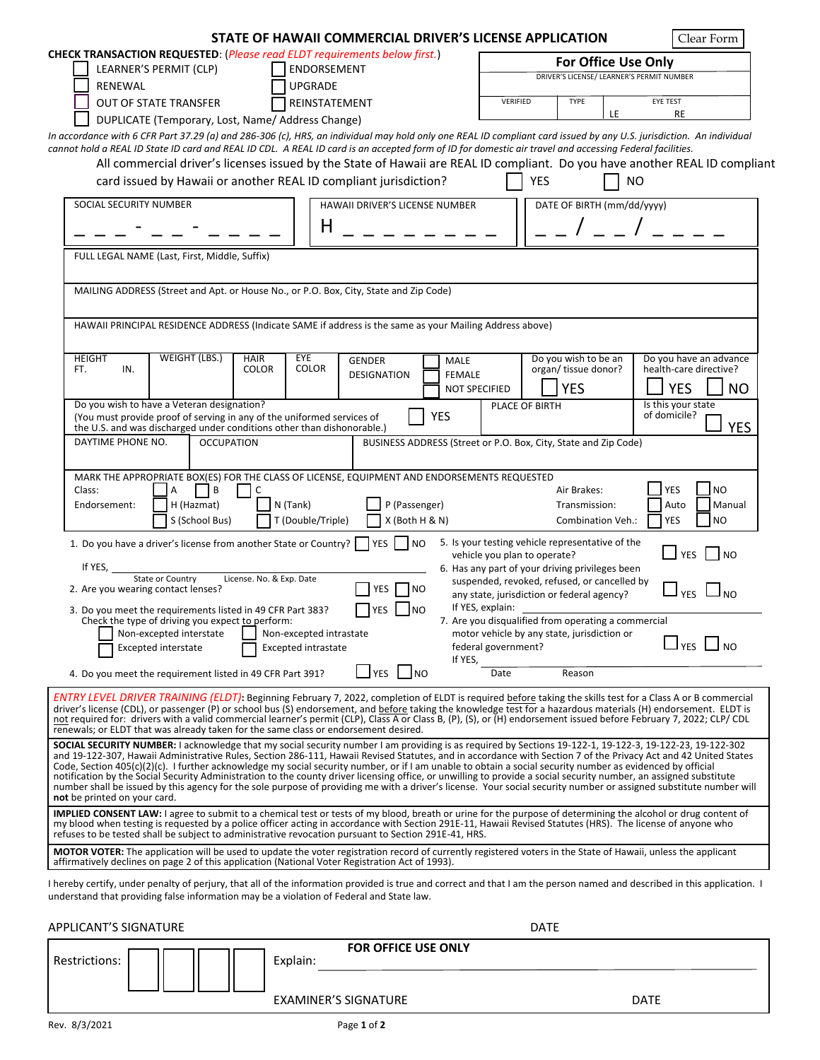# STATE OF HAWAII COMMERCIAL DRIVER'S LICENSE APPLICATION

Clear Form

**CHECK TRANSACTION REQUESTED**: (*Please read ELDT requirements below first.*)

- ☐ LEARNER'S PERMIT (CLP)
- ☐ RENEWAL
- ☐ OUT OF STATE TRANSFER
- ☐ DUPLICATE (Temporary, Lost, Name/ Address Change)
- ☐ ENDORSEMENT
- ☐ UPGRADE
- ☐ REINSTATEMENT

| For Office Use Only | | |
|---|---|---|
| DRIVER'S LICENSE/ LEARNER'S PERMIT NUMBER | | |
| VERIFIED | TYPE | EYE TEST LE RE |

*In accordance with 6 CFR Part 37.29 (a) and 286-306 (c), HRS, an individual may hold only one REAL ID compliant card issued by any U.S. jurisdiction. An individual cannot hold a REAL ID State ID card and REAL ID CDL. A REAL ID card is an accepted form of ID for domestic air travel and accessing Federal facilities.*

All commercial driver's licenses issued by the State of Hawaii are REAL ID compliant. Do you have another REAL ID compliant card issued by Hawaii or another REAL ID compliant jurisdiction? ☐ YES ☐ NO

| SOCIAL SECURITY NUMBER | HAWAII DRIVER'S LICENSE NUMBER | DATE OF BIRTH (mm/dd/yyyy) |
|---|---|---|
| _ _ _ - _ _ - _ _ _ _ | H _ _ _ _ _ _ _ _ | _ _ / _ _ / _ _ _ _ |

FULL LEGAL NAME (Last, First, Middle, Suffix)

MAILING ADDRESS (Street and Apt. or House No., or P.O. Box, City, State and Zip Code)

HAWAII PRINCIPAL RESIDENCE ADDRESS (Indicate SAME if address is the same as your Mailing Address above)

| HEIGHT FT. IN. | WEIGHT (LBS.) | HAIR COLOR | EYE COLOR | GENDER DESIGNATION ☐ MALE ☐ FEMALE ☐ NOT SPECIFIED | Do you wish to be an organ/ tissue donor? ☐ YES | Do you have an advance health-care directive? ☐ YES ☐ NO |
|---|---|---|---|---|---|---|

| Do you wish to have a Veteran designation? (You must provide proof of serving in any of the uniformed services of the U.S. and was discharged under conditions other than dishonorable.) ☐ YES | PLACE OF BIRTH | Is this your state of domicile? ☐ YES |
|---|---|---|

| DAYTIME PHONE NO. | OCCUPATION | BUSINESS ADDRESS (Street or P.O. Box, City, State and Zip Code) |
|---|---|---|

MARK THE APPROPRIATE BOX(ES) FOR THE CLASS OF LICENSE, EQUIPMENT AND ENDORSEMENTS REQUESTED

Class: ☐ A ☐ B ☐ C

Endorsement: ☐ H (Hazmat) ☐ N (Tank) ☐ P (Passenger) ☐ S (School Bus) ☐ T (Double/Triple) ☐ X (Both H & N)

Air Brakes: ☐ YES ☐ NO
Transmission: ☐ Auto ☐ Manual
Combination Veh.: ☐ YES ☐ NO

1. Do you have a driver's license from another State or Country? ☐ YES ☐ NO
   If YES, ______________ (State or Country) ______________ (License. No. & Exp. Date)
2. Are you wearing contact lenses? ☐ YES ☐ NO
3. Do you meet the requirements listed in 49 CFR Part 383? ☐ YES ☐ NO
   Check the type of driving you expect to perform:
   ☐ Non-excepted interstate ☐ Non-excepted intrastate
   ☐ Excepted interstate ☐ Excepted intrastate
4. Do you meet the requirement listed in 49 CFR Part 391? ☐ YES ☐ NO
5. Is your testing vehicle representative of the vehicle you plan to operate? ☐ YES ☐ NO
6. Has any part of your driving privileges been suspended, revoked, refused, or cancelled by any state, jurisdiction or federal agency? ☐ YES ☐ NO
   If YES, explain: ______________
7. Are you disqualified from operating a commercial motor vehicle by any state, jurisdiction or federal government? ☐ YES ☐ NO
   If YES, ______________ Date ______________ Reason

*ENTRY LEVEL DRIVER TRAINING (ELDT)*: Beginning February 7, 2022, completion of ELDT is required before taking the skills test for a Class A or B commercial driver's license (CDL), or passenger (P) or school bus (S) endorsement, and before taking the knowledge test for a hazardous materials (H) endorsement. ELDT is not required for: drivers with a valid commercial learner's permit (CLP), Class A or Class B, (P), (S), or (H) endorsement issued before February 7, 2022; CLP/ CDL renewals; or ELDT that was already taken for the same class or endorsement desired.

**SOCIAL SECURITY NUMBER:** I acknowledge that my social security number I am providing is as required by Sections 19-122-1, 19-122-3, 19-122-23, 19-122-302 and 19-122-307, Hawaii Administrative Rules, Section 286-111, Hawaii Revised Statutes, and in accordance with Section 7 of the Privacy Act and 42 United States Code, Section 405(c)(2)(c). I further acknowledge my social security number, or if I am unable to obtain a social security number as evidenced by official notification by the Social Security Administration to the county driver licensing office, or unwilling to provide a social security number, an assigned substitute number shall be issued by this agency for the sole purpose of providing me with a driver's license. Your social security number or assigned substitute number will **not** be printed on your card.

**IMPLIED CONSENT LAW:** I agree to submit to a chemical test or tests of my blood, breath or urine for the purpose of determining the alcohol or drug content of my blood when testing is requested by a police officer acting in accordance with Section 291E-11, Hawaii Revised Statutes (HRS). The license of anyone who refuses to be tested shall be subject to administrative revocation pursuant to Section 291E-41, HRS.

**MOTOR VOTER:** The application will be used to update the voter registration record of currently registered voters in the State of Hawaii, unless the applicant affirmatively declines on page 2 of this application (National Voter Registration Act of 1993).

I hereby certify, under penalty of perjury, that all of the information provided is true and correct and that I am the person named and described in this application. I understand that providing false information may be a violation of Federal and State law.

APPLICANT'S SIGNATURE ______________ DATE ______________

**FOR OFFICE USE ONLY**

Restrictions: ☐ ☐ ☐ ☐ Explain: ______________

EXAMINER'S SIGNATURE ______________ DATE ______________

Rev. 8/3/2021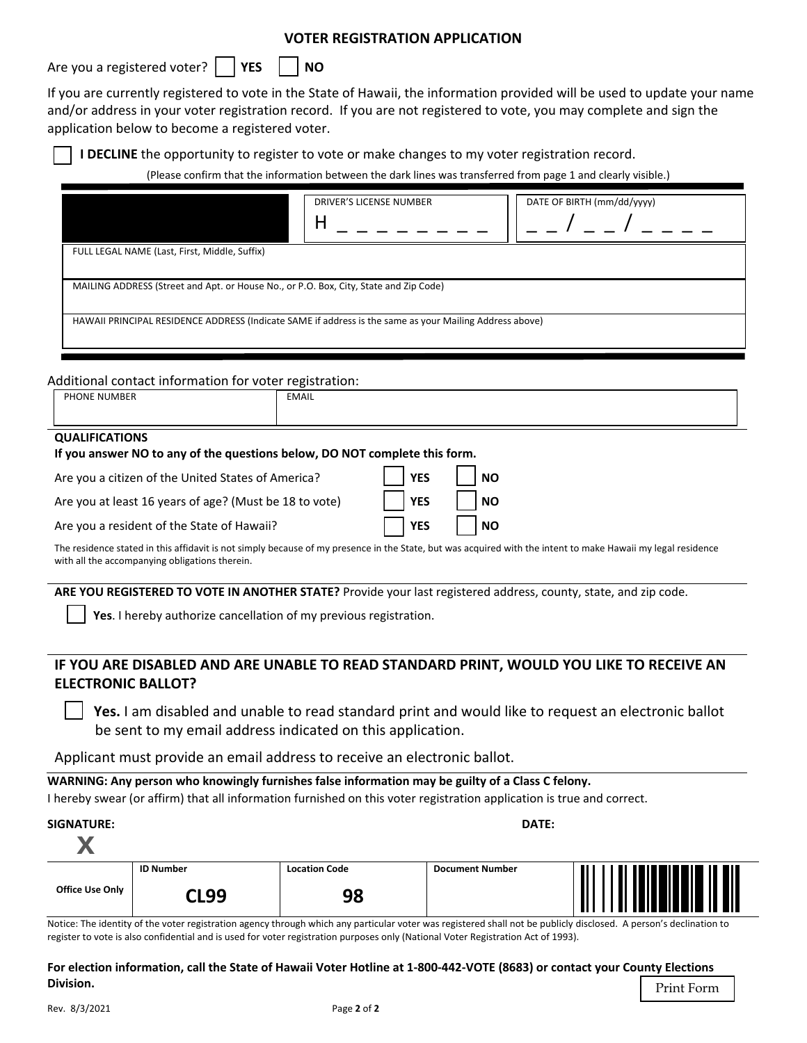# VOTER REGISTRATION APPLICATION

Are you a registered voter? ☐ **YES** ☐ **NO**

If you are currently registered to vote in the State of Hawaii, the information provided will be used to update your name and/or address in your voter registration record. If you are not registered to vote, you may complete and sign the application below to become a registered voter.

☐ **I DECLINE** the opportunity to register to vote or make changes to my voter registration record.

(Please confirm that the information between the dark lines was transferred from page 1 and clearly visible.)

| | DRIVER'S LICENSE NUMBER | DATE OF BIRTH (mm/dd/yyyy) |
|---|---|---|
| | H _ _ _ _ _ _ _ _ | _ _ / _ _ / _ _ _ _ |
| FULL LEGAL NAME (Last, First, Middle, Suffix) | | |
| MAILING ADDRESS (Street and Apt. or House No., or P.O. Box, City, State and Zip Code) | | |
| HAWAII PRINCIPAL RESIDENCE ADDRESS (Indicate SAME if address is the same as your Mailing Address above) | | |

Additional contact information for voter registration:

| PHONE NUMBER | EMAIL |
|---|---|
| | |

**QUALIFICATIONS**

**If you answer NO to any of the questions below, DO NOT complete this form.**

Are you a citizen of the United States of America? ☐ **YES** ☐ **NO**

Are you at least 16 years of age? (Must be 18 to vote) ☐ **YES** ☐ **NO**

Are you a resident of the State of Hawaii? ☐ **YES** ☐ **NO**

The residence stated in this affidavit is not simply because of my presence in the State, but was acquired with the intent to make Hawaii my legal residence with all the accompanying obligations therein.

**ARE YOU REGISTERED TO VOTE IN ANOTHER STATE?** Provide your last registered address, county, state, and zip code.

☐ **Yes**. I hereby authorize cancellation of my previous registration.

## IF YOU ARE DISABLED AND ARE UNABLE TO READ STANDARD PRINT, WOULD YOU LIKE TO RECEIVE AN ELECTRONIC BALLOT?

☐ **Yes.** I am disabled and unable to read standard print and would like to request an electronic ballot be sent to my email address indicated on this application.

Applicant must provide an email address to receive an electronic ballot.

**WARNING: Any person who knowingly furnishes false information may be guilty of a Class C felony.**

I hereby swear (or affirm) that all information furnished on this voter registration application is true and correct.

**SIGNATURE:** **DATE:**

**X**

| Office Use Only | ID Number | Location Code | Document Number | |
|---|---|---|---|---|
| | **CL99** | **98** | | |

Notice: The identity of the voter registration agency through which any particular voter was registered shall not be publicly disclosed. A person's declination to register to vote is also confidential and is used for voter registration purposes only (National Voter Registration Act of 1993).

**For election information, call the State of Hawaii Voter Hotline at 1-800-442-VOTE (8683) or contact your County Elections Division.**

Print Form

Rev. 8/3/2021